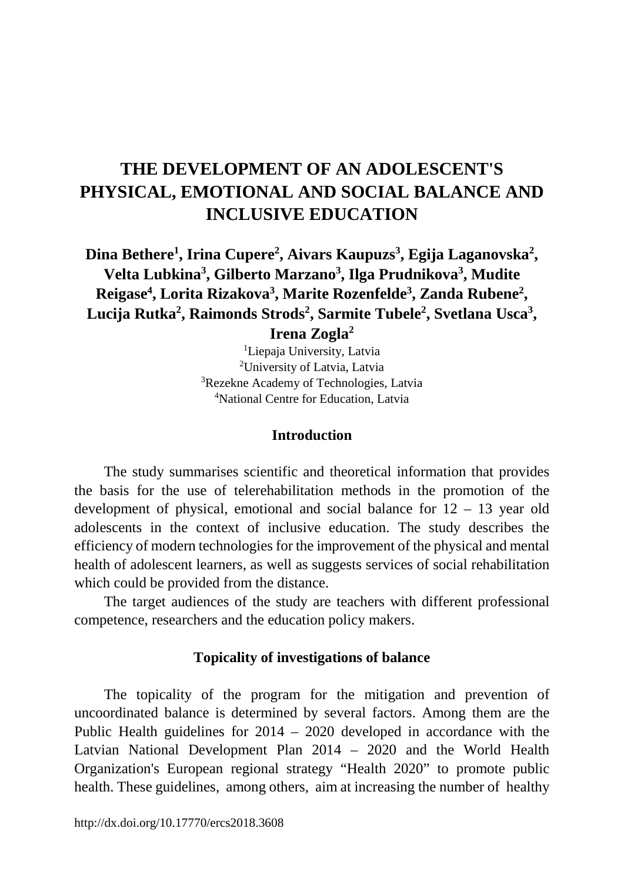# THE DEVELOPMENT OF AN ADOLESCENT'S PHYSICAL, EMOTIONAL AND SOCIAL BALANCE AND INCLUSIVE EDUCATION

**Dina Bethere[1], Irina Cupere[2], Aivars Kaupuzs[3], Egija Laganovska[2], Velta Lubkina[3], Gilberto Marzano[3], Ilga Prudnikova[3], Mudite Reigase[4], Lorita Rizakova[3], Marite Rozenfelde[3], Zanda Rubene[2], Lucija Rutka[2], Raimonds Strods[2], Sarmite Tubele[2], Svetlana Usca[3], Irena Zogla[2]**

[1]Liepaja University, Latvia
[2]University of Latvia, Latvia
[3]Rezekne Academy of Technologies, Latvia
[4]National Centre for Education, Latvia

## Introduction

The study summarises scientific and theoretical information that provides the basis for the use of telerehabilitation methods in the promotion of the development of physical, emotional and social balance for 12 – 13 year old adolescents in the context of inclusive education. The study describes the efficiency of modern technologies for the improvement of the physical and mental health of adolescent learners, as well as suggests services of social rehabilitation which could be provided from the distance.

The target audiences of the study are teachers with different professional competence, researchers and the education policy makers.

## Topicality of investigations of balance

The topicality of the program for the mitigation and prevention of uncoordinated balance is determined by several factors. Among them are the Public Health guidelines for 2014 – 2020 developed in accordance with the Latvian National Development Plan 2014 – 2020 and the World Health Organization's European regional strategy "Health 2020" to promote public health. These guidelines, among others, aim at increasing the number of healthy

http://dx.doi.org/10.17770/ercs2018.3608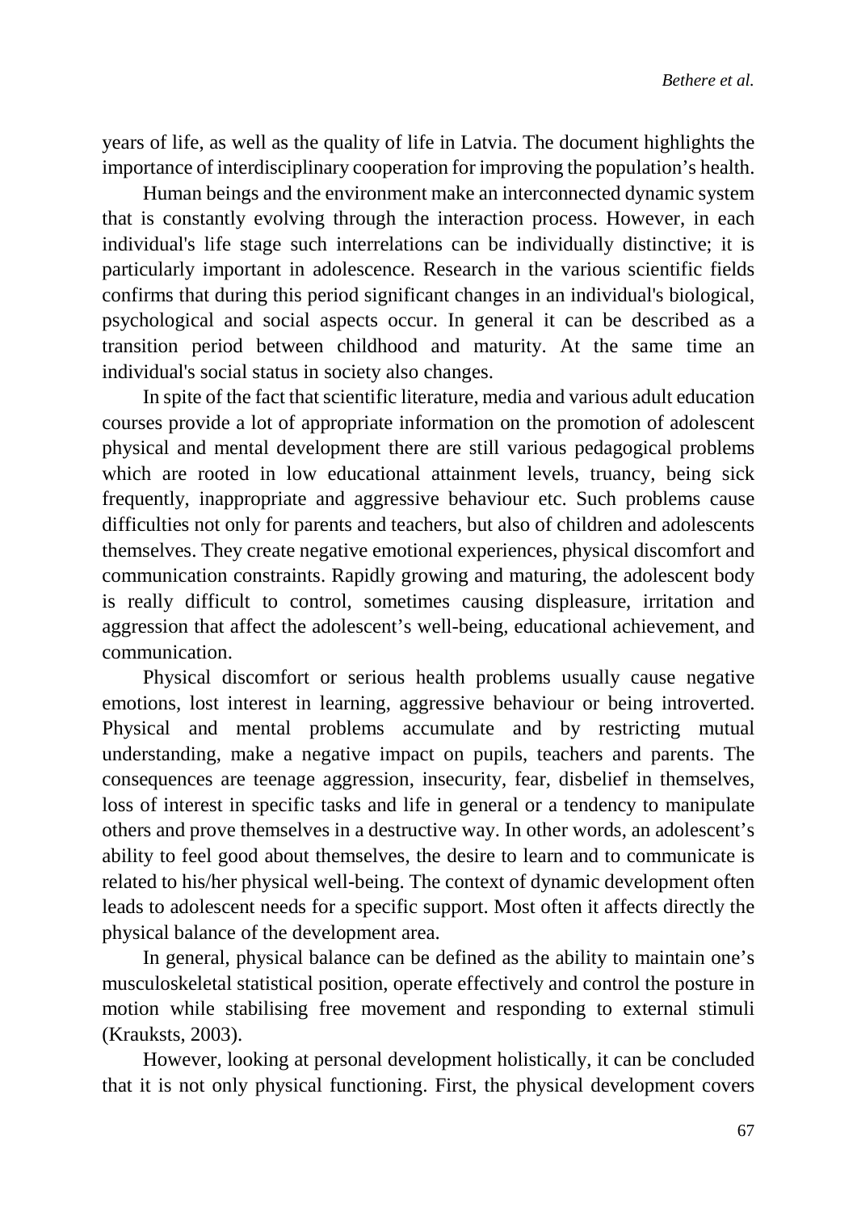years of life, as well as the quality of life in Latvia. The document highlights the importance of interdisciplinary cooperation for improving the population's health.

Human beings and the environment make an interconnected dynamic system that is constantly evolving through the interaction process. However, in each individual's life stage such interrelations can be individually distinctive; it is particularly important in adolescence. Research in the various scientific fields confirms that during this period significant changes in an individual's biological, psychological and social aspects occur. In general it can be described as a transition period between childhood and maturity. At the same time an individual's social status in society also changes.

In spite of the fact that scientific literature, media and various adult education courses provide a lot of appropriate information on the promotion of adolescent physical and mental development there are still various pedagogical problems which are rooted in low educational attainment levels, truancy, being sick frequently, inappropriate and aggressive behaviour etc. Such problems cause difficulties not only for parents and teachers, but also of children and adolescents themselves. They create negative emotional experiences, physical discomfort and communication constraints. Rapidly growing and maturing, the adolescent body is really difficult to control, sometimes causing displeasure, irritation and aggression that affect the adolescent's well-being, educational achievement, and communication.

Physical discomfort or serious health problems usually cause negative emotions, lost interest in learning, aggressive behaviour or being introverted. Physical and mental problems accumulate and by restricting mutual understanding, make a negative impact on pupils, teachers and parents. The consequences are teenage aggression, insecurity, fear, disbelief in themselves, loss of interest in specific tasks and life in general or a tendency to manipulate others and prove themselves in a destructive way. In other words, an adolescent's ability to feel good about themselves, the desire to learn and to communicate is related to his/her physical well-being. The context of dynamic development often leads to adolescent needs for a specific support. Most often it affects directly the physical balance of the development area.

In general, physical balance can be defined as the ability to maintain one's musculoskeletal statistical position, operate effectively and control the posture in motion while stabilising free movement and responding to external stimuli (Krauksts, 2003).

However, looking at personal development holistically, it can be concluded that it is not only physical functioning. First, the physical development covers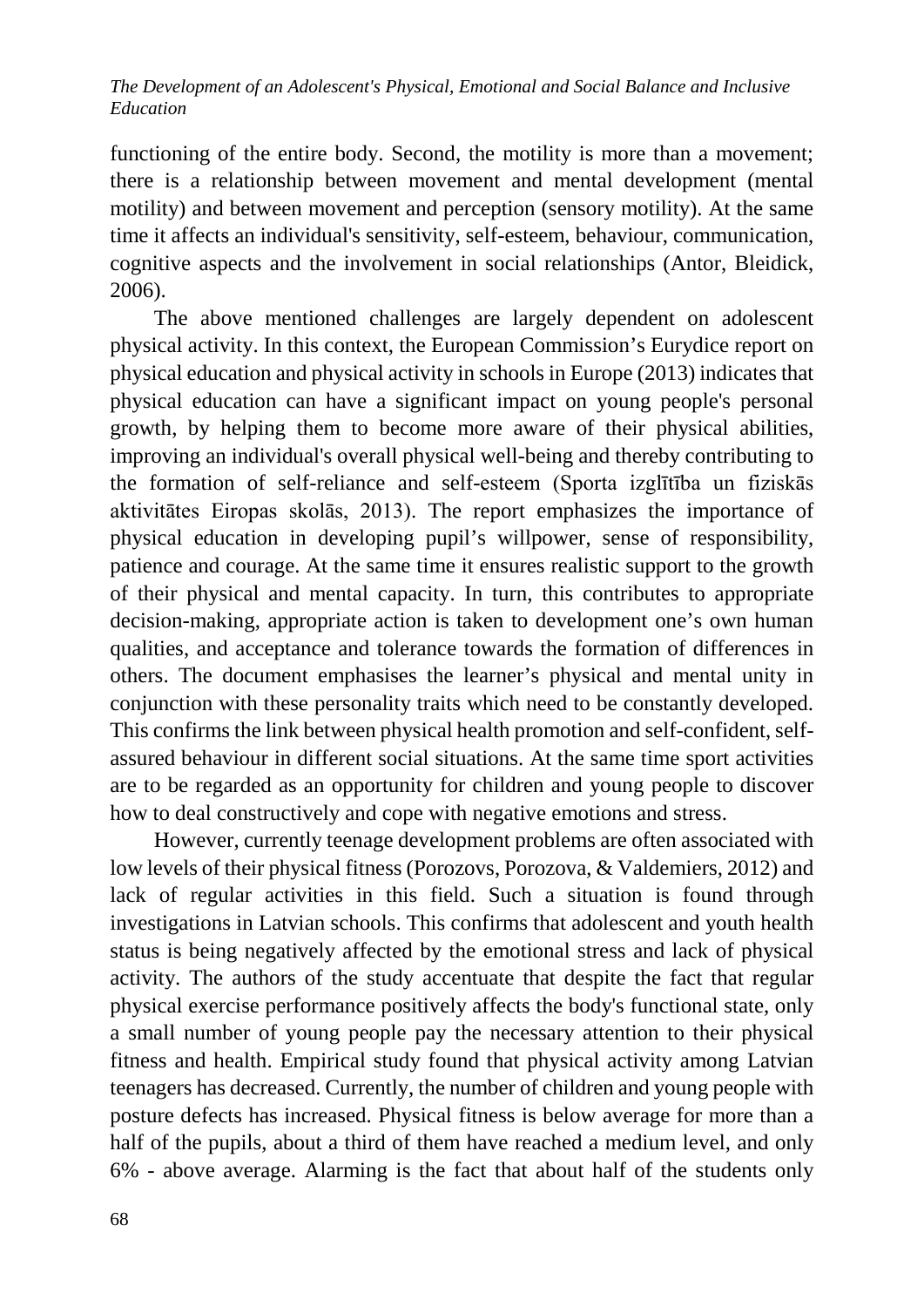functioning of the entire body. Second, the motility is more than a movement; there is a relationship between movement and mental development (mental motility) and between movement and perception (sensory motility). At the same time it affects an individual's sensitivity, self-esteem, behaviour, communication, cognitive aspects and the involvement in social relationships (Antor, Bleidick, 2006).

The above mentioned challenges are largely dependent on adolescent physical activity. In this context, the European Commission's Eurydice report on physical education and physical activity in schools in Europe (2013) indicates that physical education can have a significant impact on young people's personal growth, by helping them to become more aware of their physical abilities, improving an individual's overall physical well-being and thereby contributing to the formation of self-reliance and self-esteem (Sporta izglītība un fiziskās aktivitātes Eiropas skolās, 2013). The report emphasizes the importance of physical education in developing pupil's willpower, sense of responsibility, patience and courage. At the same time it ensures realistic support to the growth of their physical and mental capacity. In turn, this contributes to appropriate decision-making, appropriate action is taken to development one's own human qualities, and acceptance and tolerance towards the formation of differences in others. The document emphasises the learner's physical and mental unity in conjunction with these personality traits which need to be constantly developed. This confirms the link between physical health promotion and self-confident, self-assured behaviour in different social situations. At the same time sport activities are to be regarded as an opportunity for children and young people to discover how to deal constructively and cope with negative emotions and stress.

However, currently teenage development problems are often associated with low levels of their physical fitness (Porozovs, Porozova, & Valdemiers, 2012) and lack of regular activities in this field. Such a situation is found through investigations in Latvian schools. This confirms that adolescent and youth health status is being negatively affected by the emotional stress and lack of physical activity. The authors of the study accentuate that despite the fact that regular physical exercise performance positively affects the body's functional state, only a small number of young people pay the necessary attention to their physical fitness and health. Empirical study found that physical activity among Latvian teenagers has decreased. Currently, the number of children and young people with posture defects has increased. Physical fitness is below average for more than a half of the pupils, about a third of them have reached a medium level, and only 6% - above average. Alarming is the fact that about half of the students only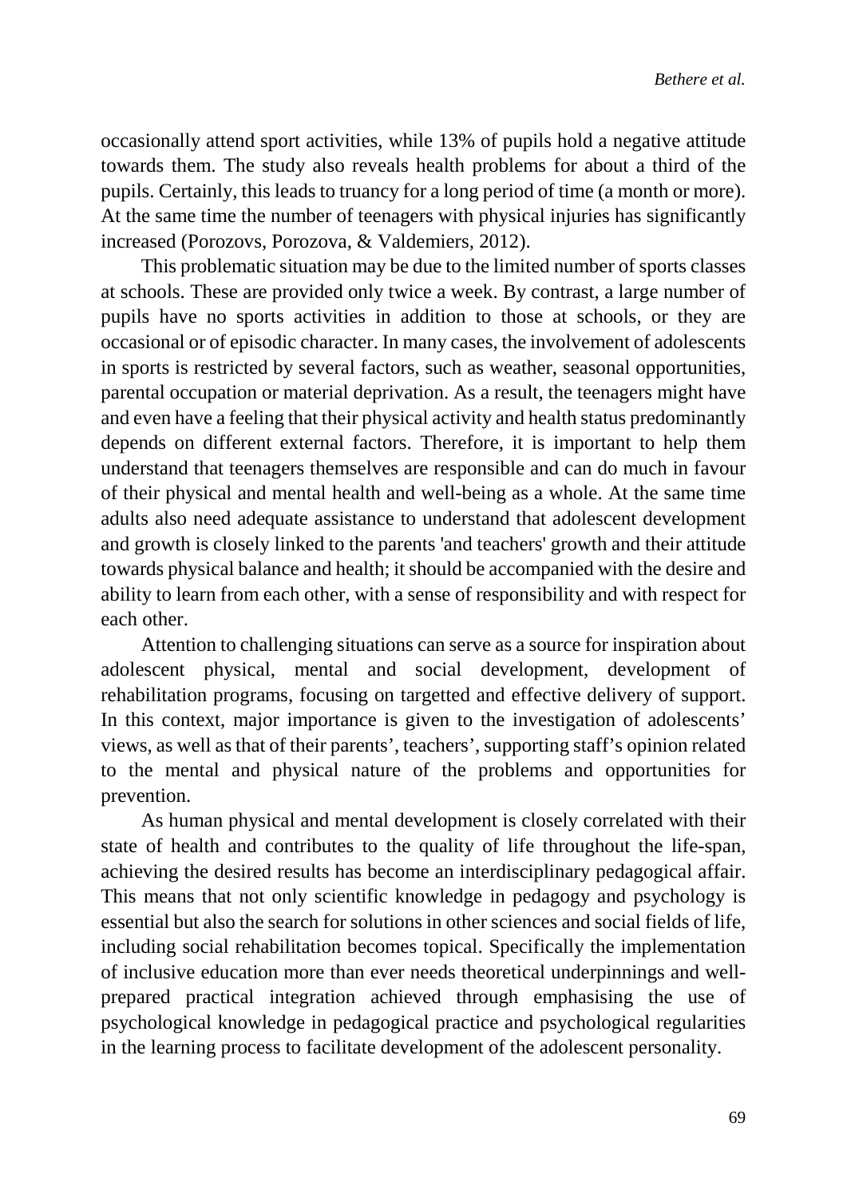occasionally attend sport activities, while 13% of pupils hold a negative attitude towards them. The study also reveals health problems for about a third of the pupils. Certainly, this leads to truancy for a long period of time (a month or more). At the same time the number of teenagers with physical injuries has significantly increased (Porozovs, Porozova, & Valdemiers, 2012).

This problematic situation may be due to the limited number of sports classes at schools. These are provided only twice a week. By contrast, a large number of pupils have no sports activities in addition to those at schools, or they are occasional or of episodic character. In many cases, the involvement of adolescents in sports is restricted by several factors, such as weather, seasonal opportunities, parental occupation or material deprivation. As a result, the teenagers might have and even have a feeling that their physical activity and health status predominantly depends on different external factors. Therefore, it is important to help them understand that teenagers themselves are responsible and can do much in favour of their physical and mental health and well-being as a whole. At the same time adults also need adequate assistance to understand that adolescent development and growth is closely linked to the parents 'and teachers' growth and their attitude towards physical balance and health; it should be accompanied with the desire and ability to learn from each other, with a sense of responsibility and with respect for each other.

Attention to challenging situations can serve as a source for inspiration about adolescent physical, mental and social development, development of rehabilitation programs, focusing on targetted and effective delivery of support. In this context, major importance is given to the investigation of adolescents' views, as well as that of their parents', teachers', supporting staff's opinion related to the mental and physical nature of the problems and opportunities for prevention.

As human physical and mental development is closely correlated with their state of health and contributes to the quality of life throughout the life-span, achieving the desired results has become an interdisciplinary pedagogical affair. This means that not only scientific knowledge in pedagogy and psychology is essential but also the search for solutions in other sciences and social fields of life, including social rehabilitation becomes topical. Specifically the implementation of inclusive education more than ever needs theoretical underpinnings and well-prepared practical integration achieved through emphasising the use of psychological knowledge in pedagogical practice and psychological regularities in the learning process to facilitate development of the adolescent personality.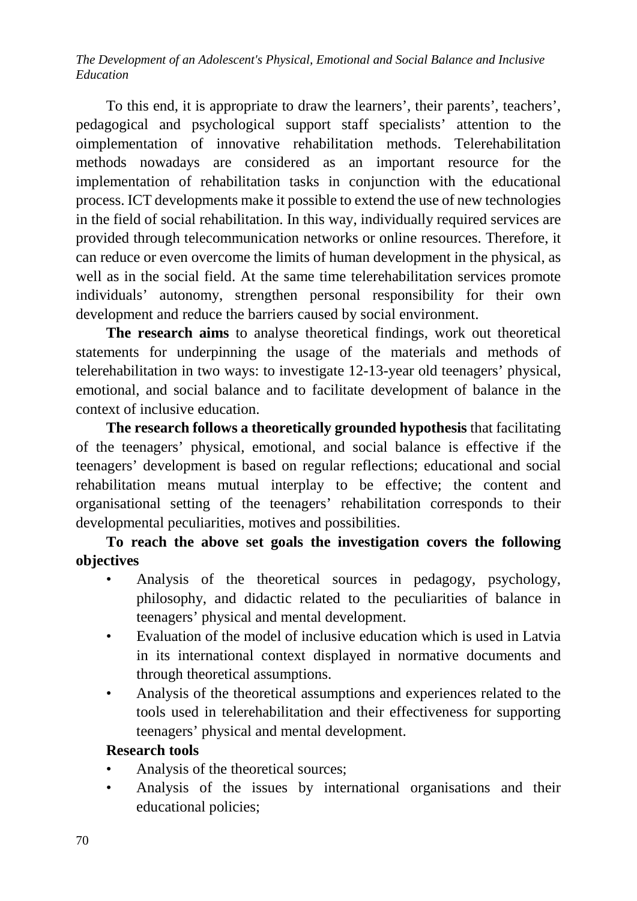To this end, it is appropriate to draw the learners', their parents', teachers', pedagogical and psychological support staff specialists' attention to the oimplementation of innovative rehabilitation methods. Telerehabilitation methods nowadays are considered as an important resource for the implementation of rehabilitation tasks in conjunction with the educational process. ICT developments make it possible to extend the use of new technologies in the field of social rehabilitation. In this way, individually required services are provided through telecommunication networks or online resources. Therefore, it can reduce or even overcome the limits of human development in the physical, as well as in the social field. At the same time telerehabilitation services promote individuals' autonomy, strengthen personal responsibility for their own development and reduce the barriers caused by social environment.

**The research aims** to analyse theoretical findings, work out theoretical statements for underpinning the usage of the materials and methods of telerehabilitation in two ways: to investigate 12-13-year old teenagers' physical, emotional, and social balance and to facilitate development of balance in the context of inclusive education.

**The research follows a theoretically grounded hypothesis** that facilitating of the teenagers' physical, emotional, and social balance is effective if the teenagers' development is based on regular reflections; educational and social rehabilitation means mutual interplay to be effective; the content and organisational setting of the teenagers' rehabilitation corresponds to their developmental peculiarities, motives and possibilities.

**To reach the above set goals the investigation covers the following objectives**

- Analysis of the theoretical sources in pedagogy, psychology, philosophy, and didactic related to the peculiarities of balance in teenagers' physical and mental development.
- Evaluation of the model of inclusive education which is used in Latvia in its international context displayed in normative documents and through theoretical assumptions.
- Analysis of the theoretical assumptions and experiences related to the tools used in telerehabilitation and their effectiveness for supporting teenagers' physical and mental development.

**Research tools**

- Analysis of the theoretical sources;
- Analysis of the issues by international organisations and their educational policies;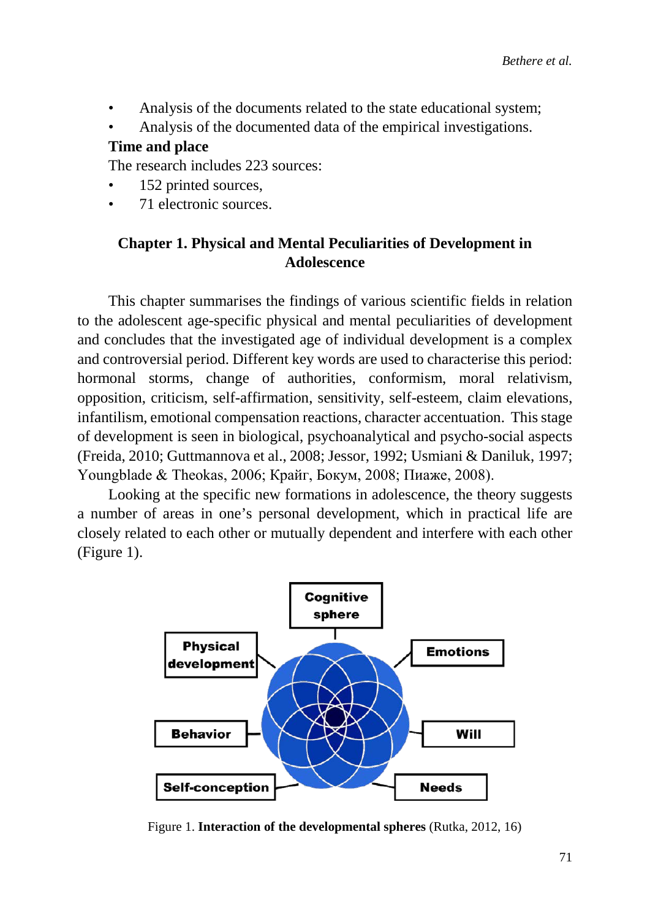- Analysis of the documents related to the state educational system;
- Analysis of the documented data of the empirical investigations.

**Time and place**

The research includes 223 sources:

- 152 printed sources,
- 71 electronic sources.

## Chapter 1. Physical and Mental Peculiarities of Development in Adolescence

This chapter summarises the findings of various scientific fields in relation to the adolescent age-specific physical and mental peculiarities of development and concludes that the investigated age of individual development is a complex and controversial period. Different key words are used to characterise this period: hormonal storms, change of authorities, conformism, moral relativism, opposition, criticism, self-affirmation, sensitivity, self-esteem, claim elevations, infantilism, emotional compensation reactions, character accentuation. This stage of development is seen in biological, psychoanalytical and psycho-social aspects (Freida, 2010; Guttmannova et al., 2008; Jessor, 1992; Usmiani & Daniluk, 1997; Youngblade & Theokas, 2006; Крайг, Бокум, 2008; Пиаже, 2008).

Looking at the specific new formations in adolescence, the theory suggests a number of areas in one's personal development, which in practical life are closely related to each other or mutually dependent and interfere with each other (Figure 1).

Cognitive sphere

Physical development

Emotions

Behavior

Will

Self-conception

Needs

Figure 1. **Interaction of the developmental spheres** (Rutka, 2012, 16)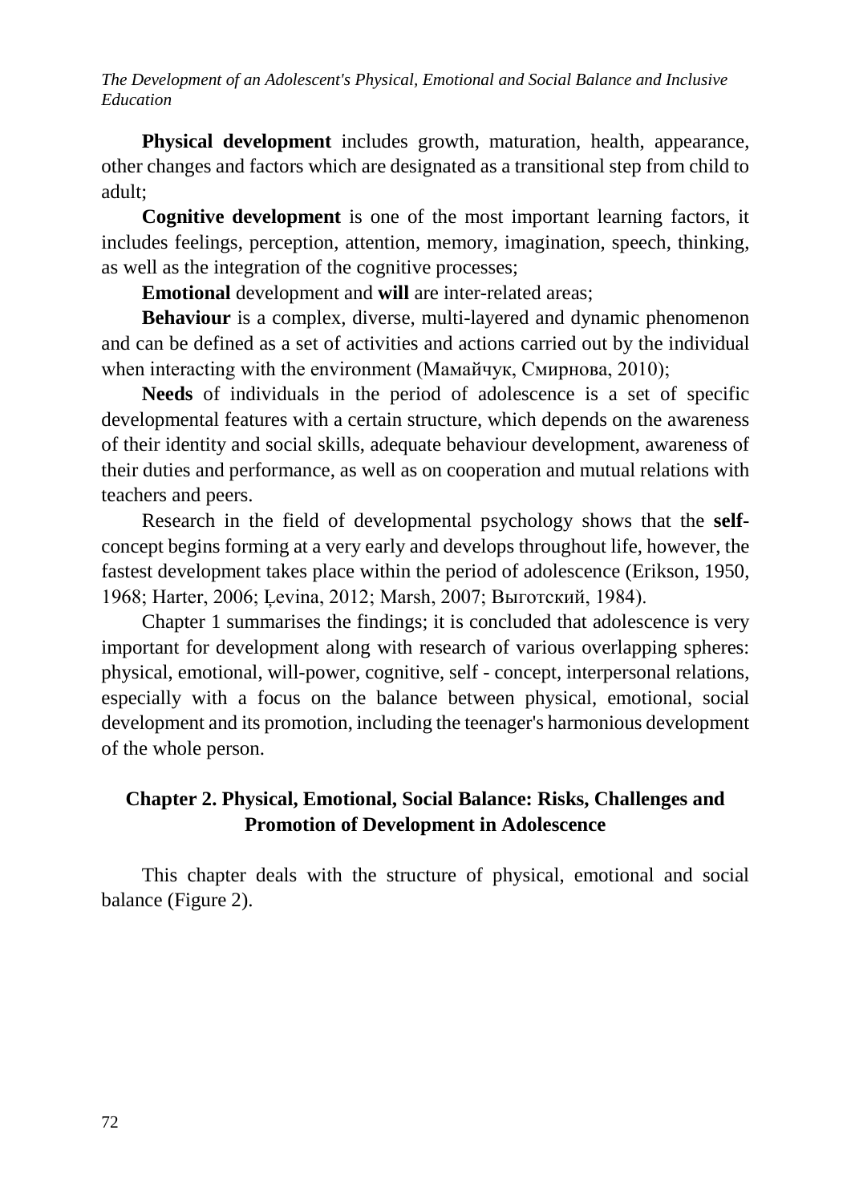**Physical development** includes growth, maturation, health, appearance, other changes and factors which are designated as a transitional step from child to adult;

**Cognitive development** is one of the most important learning factors, it includes feelings, perception, attention, memory, imagination, speech, thinking, as well as the integration of the cognitive processes;

**Emotional** development and **will** are inter-related areas;

**Behaviour** is a complex, diverse, multi-layered and dynamic phenomenon and can be defined as a set of activities and actions carried out by the individual when interacting with the environment (Мамайчук, Смирнова, 2010);

**Needs** of individuals in the period of adolescence is a set of specific developmental features with a certain structure, which depends on the awareness of their identity and social skills, adequate behaviour development, awareness of their duties and performance, as well as on cooperation and mutual relations with teachers and peers.

Research in the field of developmental psychology shows that the **self**-concept begins forming at a very early and develops throughout life, however, the fastest development takes place within the period of adolescence (Erikson, 1950, 1968; Harter, 2006; Ļevina, 2012; Marsh, 2007; Выготский, 1984).

Chapter 1 summarises the findings; it is concluded that adolescence is very important for development along with research of various overlapping spheres: physical, emotional, will-power, cognitive, self - concept, interpersonal relations, especially with a focus on the balance between physical, emotional, social development and its promotion, including the teenager's harmonious development of the whole person.

## Chapter 2. Physical, Emotional, Social Balance: Risks, Challenges and Promotion of Development in Adolescence

This chapter deals with the structure of physical, emotional and social balance (Figure 2).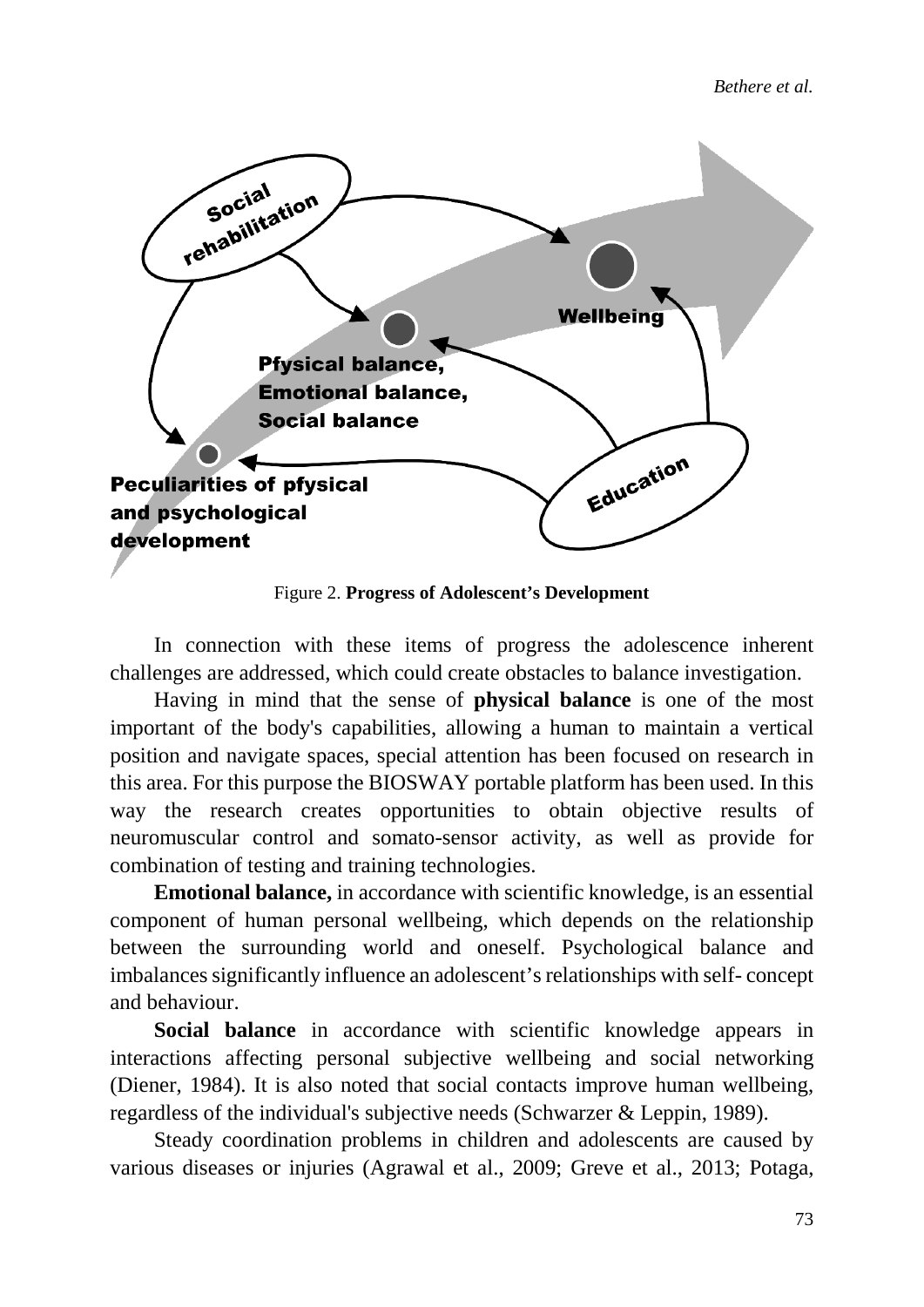Figure 2. **Progress of Adolescent's Development**

In connection with these items of progress the adolescence inherent challenges are addressed, which could create obstacles to balance investigation.

Having in mind that the sense of **physical balance** is one of the most important of the body's capabilities, allowing a human to maintain a vertical position and navigate spaces, special attention has been focused on research in this area. For this purpose the BIOSWAY portable platform has been used. In this way the research creates opportunities to obtain objective results of neuromuscular control and somato-sensor activity, as well as provide for combination of testing and training technologies.

**Emotional balance,** in accordance with scientific knowledge, is an essential component of human personal wellbeing, which depends on the relationship between the surrounding world and oneself. Psychological balance and imbalances significantly influence an adolescent's relationships with self- concept and behaviour.

**Social balance** in accordance with scientific knowledge appears in interactions affecting personal subjective wellbeing and social networking (Diener, 1984). It is also noted that social contacts improve human wellbeing, regardless of the individual's subjective needs (Schwarzer & Leppin, 1989).

Steady coordination problems in children and adolescents are caused by various diseases or injuries (Agrawal et al., 2009; Greve et al., 2013; Potaga,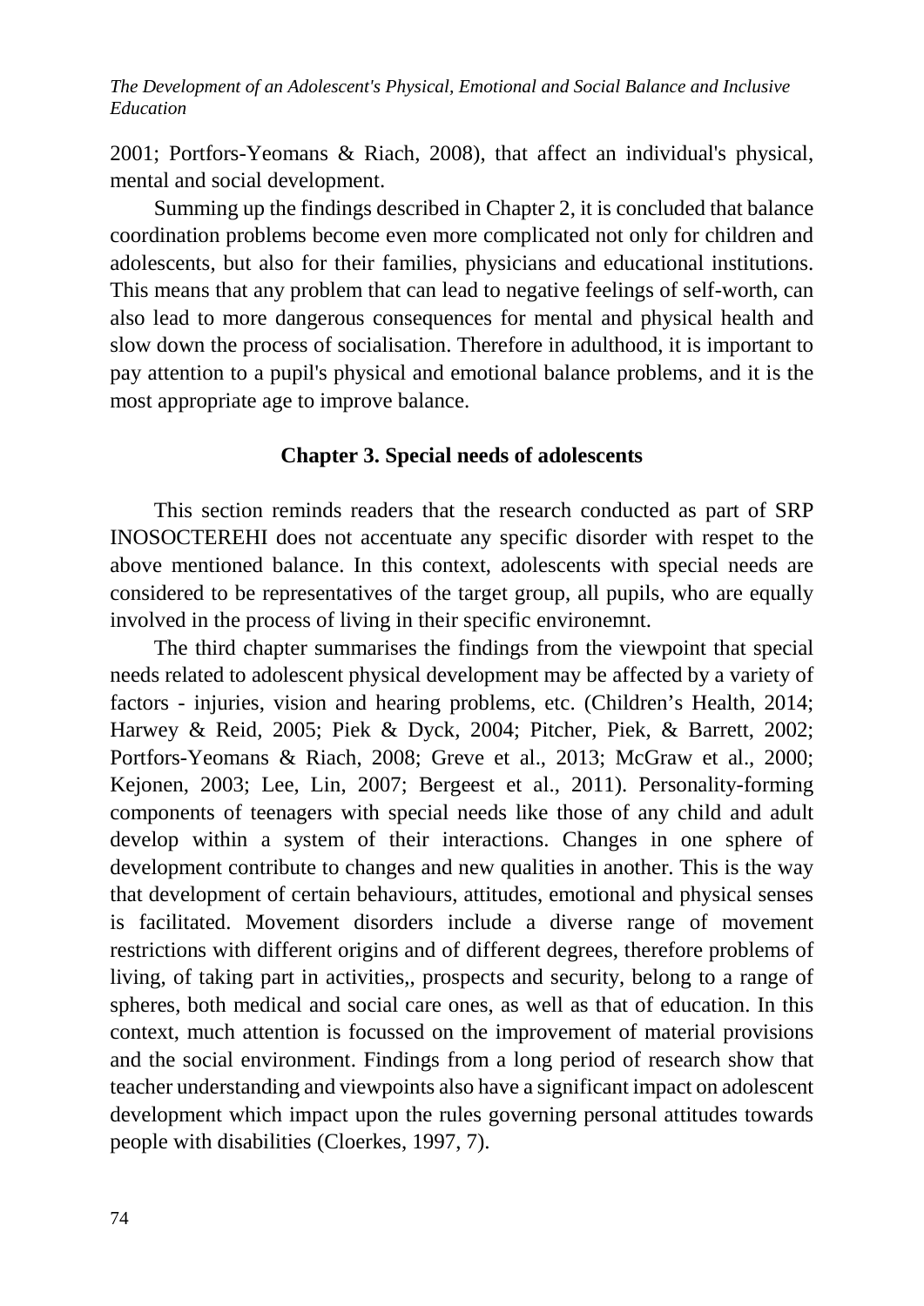2001; Portfors-Yeomans & Riach, 2008), that affect an individual's physical, mental and social development.

Summing up the findings described in Chapter 2, it is concluded that balance coordination problems become even more complicated not only for children and adolescents, but also for their families, physicians and educational institutions. This means that any problem that can lead to negative feelings of self-worth, can also lead to more dangerous consequences for mental and physical health and slow down the process of socialisation. Therefore in adulthood, it is important to pay attention to a pupil's physical and emotional balance problems, and it is the most appropriate age to improve balance.

## Chapter 3. Special needs of adolescents

This section reminds readers that the research conducted as part of SRP INOSOCTEREHI does not accentuate any specific disorder with respet to the above mentioned balance. In this context, adolescents with special needs are considered to be representatives of the target group, all pupils, who are equally involved in the process of living in their specific environemnt.

The third chapter summarises the findings from the viewpoint that special needs related to adolescent physical development may be affected by a variety of factors - injuries, vision and hearing problems, etc. (Children's Health, 2014; Harwey & Reid, 2005; Piek & Dyck, 2004; Pitcher, Piek, & Barrett, 2002; Portfors-Yeomans & Riach, 2008; Greve et al., 2013; McGraw et al., 2000; Kejonen, 2003; Lee, Lin, 2007; Bergeest et al., 2011). Personality-forming components of teenagers with special needs like those of any child and adult develop within a system of their interactions. Changes in one sphere of development contribute to changes and new qualities in another. This is the way that development of certain behaviours, attitudes, emotional and physical senses is facilitated. Movement disorders include a diverse range of movement restrictions with different origins and of different degrees, therefore problems of living, of taking part in activities,, prospects and security, belong to a range of spheres, both medical and social care ones, as well as that of education. In this context, much attention is focussed on the improvement of material provisions and the social environment. Findings from a long period of research show that teacher understanding and viewpoints also have a significant impact on adolescent development which impact upon the rules governing personal attitudes towards people with disabilities (Cloerkes, 1997, 7).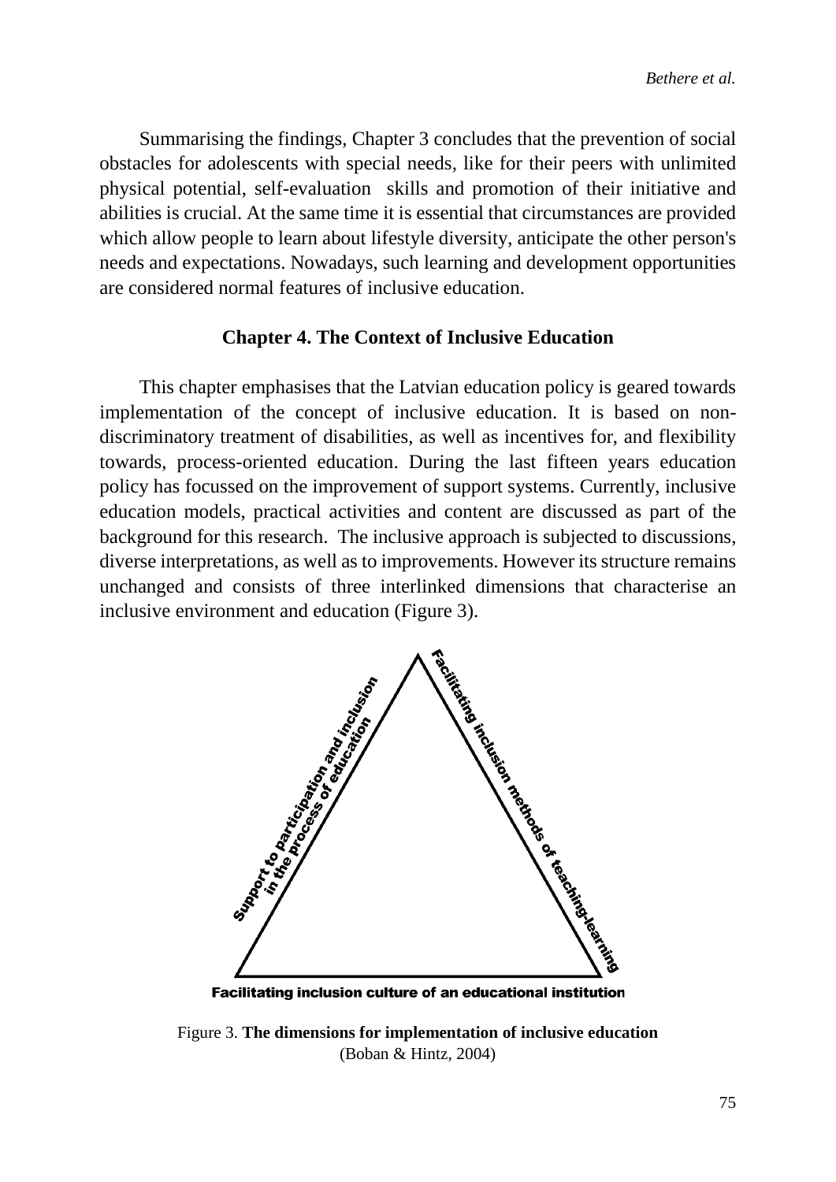Summarising the findings, Chapter 3 concludes that the prevention of social obstacles for adolescents with special needs, like for their peers with unlimited physical potential, self-evaluation skills and promotion of their initiative and abilities is crucial. At the same time it is essential that circumstances are provided which allow people to learn about lifestyle diversity, anticipate the other person's needs and expectations. Nowadays, such learning and development opportunities are considered normal features of inclusive education.

## Chapter 4. The Context of Inclusive Education

This chapter emphasises that the Latvian education policy is geared towards implementation of the concept of inclusive education. It is based on non-discriminatory treatment of disabilities, as well as incentives for, and flexibility towards, process-oriented education. During the last fifteen years education policy has focussed on the improvement of support systems. Currently, inclusive education models, practical activities and content are discussed as part of the background for this research. The inclusive approach is subjected to discussions, diverse interpretations, as well as to improvements. However its structure remains unchanged and consists of three interlinked dimensions that characterise an inclusive environment and education (Figure 3).

Support to participation and inclusion in the process of education

Facilitating inclusion methods of teaching-learning

Facilitating inclusion culture of an educational institution

Figure 3. **The dimensions for implementation of inclusive education** (Boban & Hintz, 2004)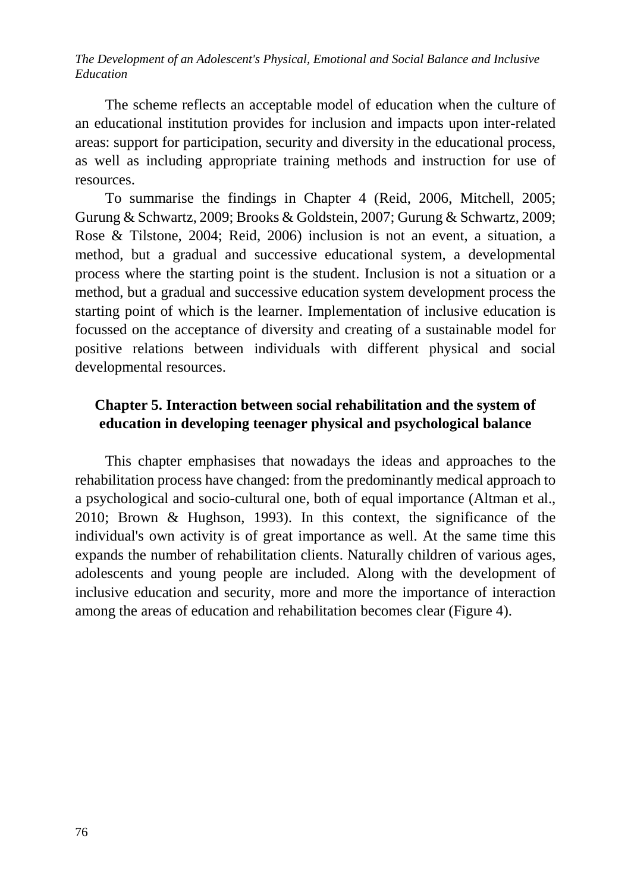The scheme reflects an acceptable model of education when the culture of an educational institution provides for inclusion and impacts upon inter-related areas: support for participation, security and diversity in the educational process, as well as including appropriate training methods and instruction for use of resources.

To summarise the findings in Chapter 4 (Reid, 2006, Mitchell, 2005; Gurung & Schwartz, 2009; Brooks & Goldstein, 2007; Gurung & Schwartz, 2009; Rose & Tilstone, 2004; Reid, 2006) inclusion is not an event, a situation, a method, but a gradual and successive educational system, a developmental process where the starting point is the student. Inclusion is not a situation or a method, but a gradual and successive education system development process the starting point of which is the learner. Implementation of inclusive education is focussed on the acceptance of diversity and creating of a sustainable model for positive relations between individuals with different physical and social developmental resources.

## Chapter 5. Interaction between social rehabilitation and the system of education in developing teenager physical and psychological balance

This chapter emphasises that nowadays the ideas and approaches to the rehabilitation process have changed: from the predominantly medical approach to a psychological and socio-cultural one, both of equal importance (Altman et al., 2010; Brown & Hughson, 1993). In this context, the significance of the individual's own activity is of great importance as well. At the same time this expands the number of rehabilitation clients. Naturally children of various ages, adolescents and young people are included. Along with the development of inclusive education and security, more and more the importance of interaction among the areas of education and rehabilitation becomes clear (Figure 4).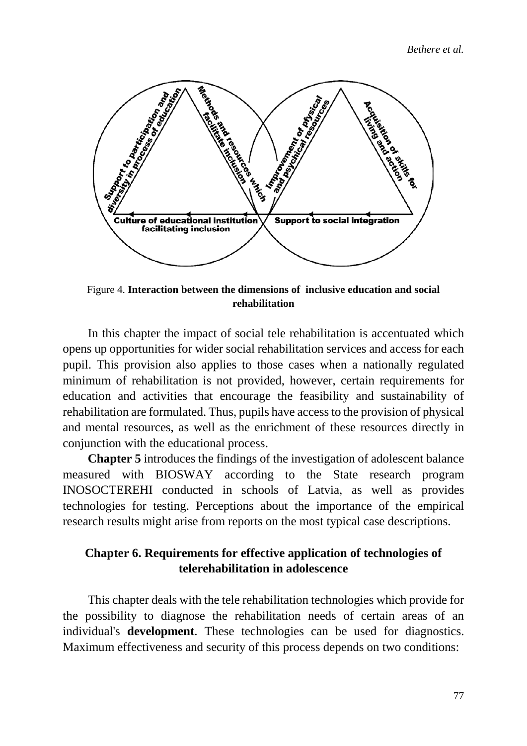Figure 4. **Interaction between the dimensions of inclusive education and social rehabilitation**

In this chapter the impact of social tele rehabilitation is accentuated which opens up opportunities for wider social rehabilitation services and access for each pupil. This provision also applies to those cases when a nationally regulated minimum of rehabilitation is not provided, however, certain requirements for education and activities that encourage the feasibility and sustainability of rehabilitation are formulated. Thus, pupils have access to the provision of physical and mental resources, as well as the enrichment of these resources directly in conjunction with the educational process.

**Chapter 5** introduces the findings of the investigation of adolescent balance measured with BIOSWAY according to the State research program INOSOCTEREHI conducted in schools of Latvia, as well as provides technologies for testing. Perceptions about the importance of the empirical research results might arise from reports on the most typical case descriptions.

## Chapter 6. Requirements for effective application of technologies of telerehabilitation in adolescence

This chapter deals with the tele rehabilitation technologies which provide for the possibility to diagnose the rehabilitation needs of certain areas of an individual's **development**. These technologies can be used for diagnostics. Maximum effectiveness and security of this process depends on two conditions: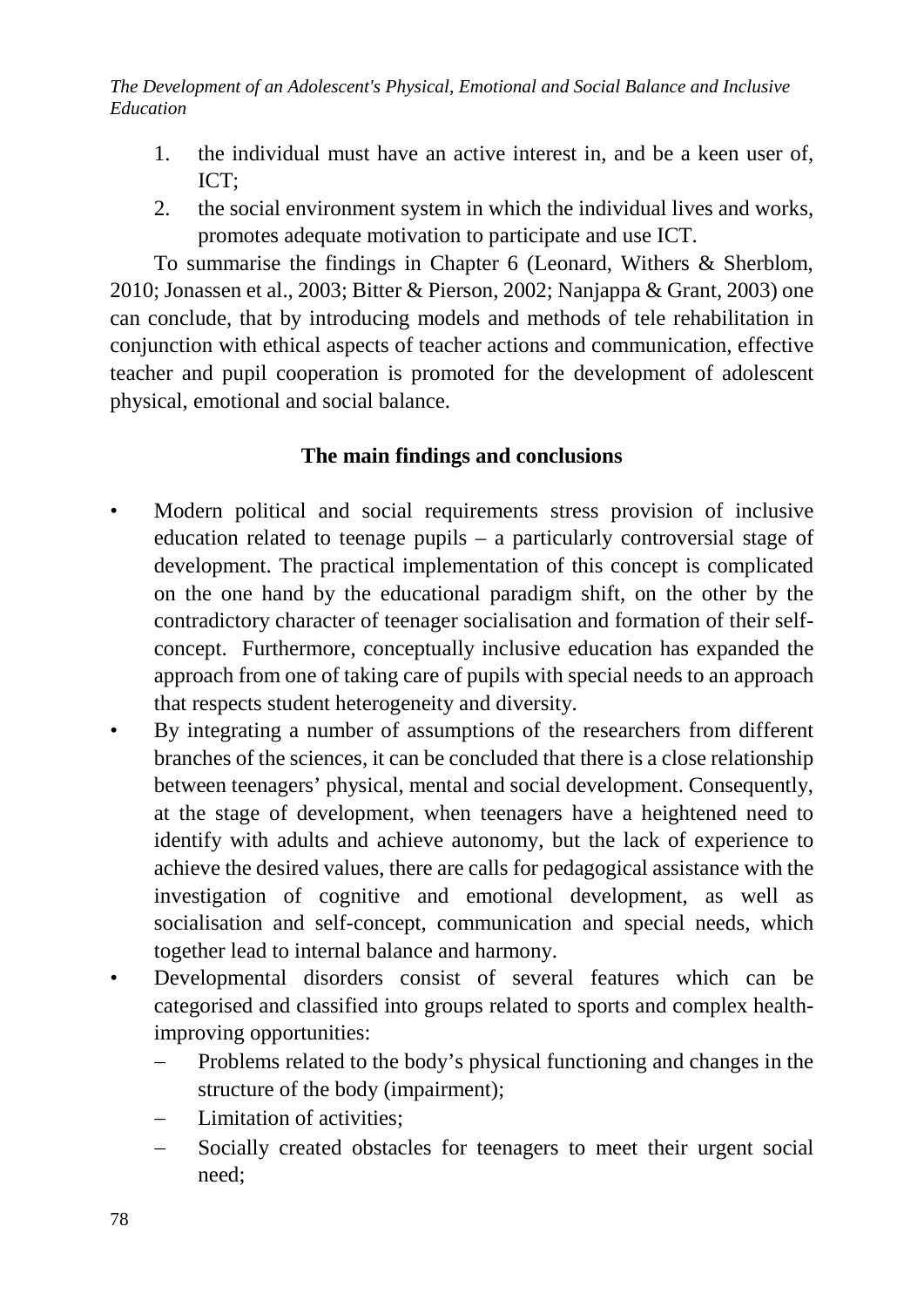1. the individual must have an active interest in, and be a keen user of, ICT;
2. the social environment system in which the individual lives and works, promotes adequate motivation to participate and use ICT.

To summarise the findings in Chapter 6 (Leonard, Withers & Sherblom, 2010; Jonassen et al., 2003; Bitter & Pierson, 2002; Nanjappa & Grant, 2003) one can conclude, that by introducing models and methods of tele rehabilitation in conjunction with ethical aspects of teacher actions and communication, effective teacher and pupil cooperation is promoted for the development of adolescent physical, emotional and social balance.

## The main findings and conclusions

- Modern political and social requirements stress provision of inclusive education related to teenage pupils – a particularly controversial stage of development. The practical implementation of this concept is complicated on the one hand by the educational paradigm shift, on the other by the contradictory character of teenager socialisation and formation of their self-concept. Furthermore, conceptually inclusive education has expanded the approach from one of taking care of pupils with special needs to an approach that respects student heterogeneity and diversity.
- By integrating a number of assumptions of the researchers from different branches of the sciences, it can be concluded that there is a close relationship between teenagers' physical, mental and social development. Consequently, at the stage of development, when teenagers have a heightened need to identify with adults and achieve autonomy, but the lack of experience to achieve the desired values, there are calls for pedagogical assistance with the investigation of cognitive and emotional development, as well as socialisation and self-concept, communication and special needs, which together lead to internal balance and harmony.
- Developmental disorders consist of several features which can be categorised and classified into groups related to sports and complex health-improving opportunities:
  - Problems related to the body's physical functioning and changes in the structure of the body (impairment);
  - Limitation of activities;
  - Socially created obstacles for teenagers to meet their urgent social need;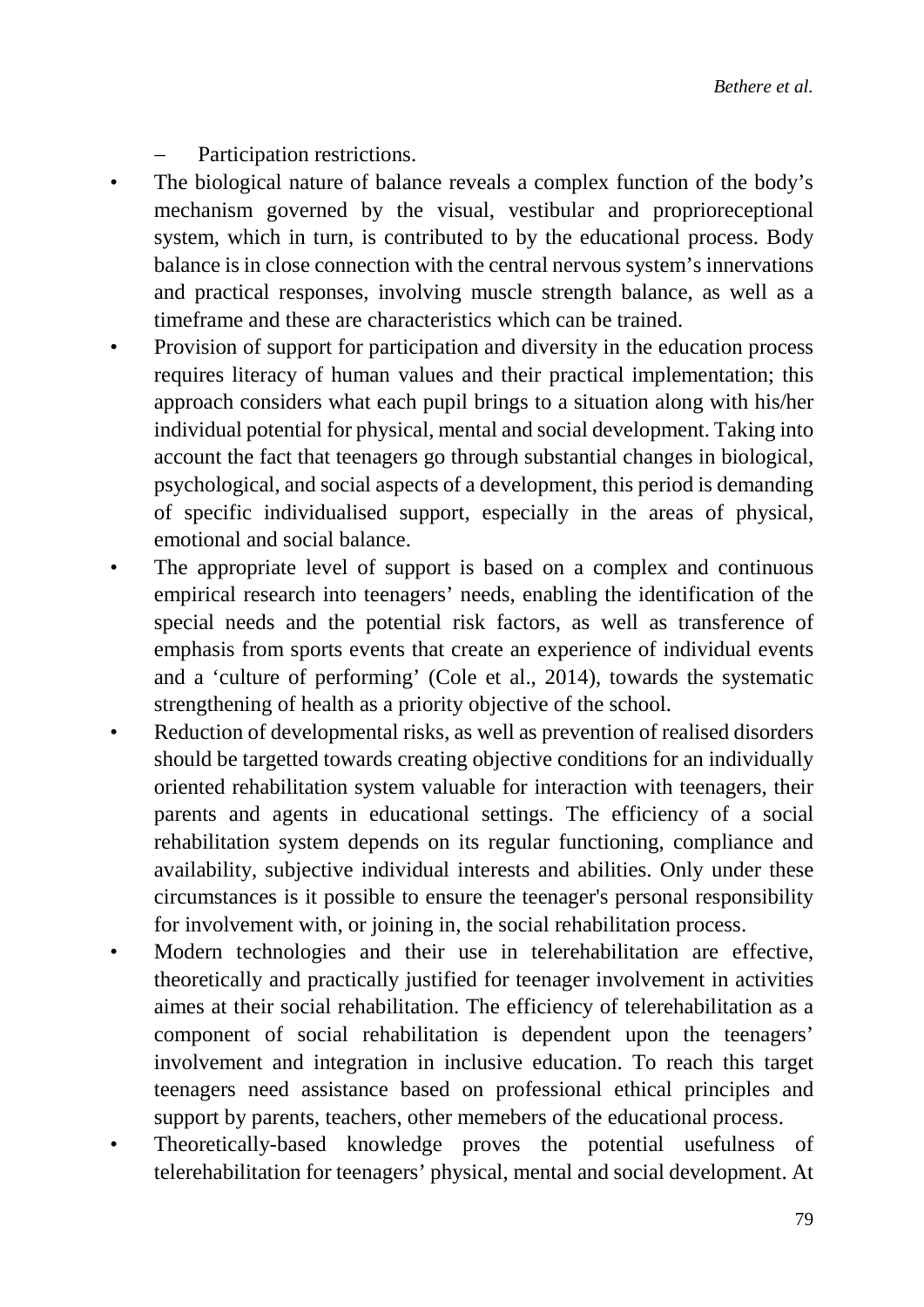- Participation restrictions.

- The biological nature of balance reveals a complex function of the body's mechanism governed by the visual, vestibular and proprioreceptional system, which in turn, is contributed to by the educational process. Body balance is in close connection with the central nervous system's innervations and practical responses, involving muscle strength balance, as well as a timeframe and these are characteristics which can be trained.
- Provision of support for participation and diversity in the education process requires literacy of human values and their practical implementation; this approach considers what each pupil brings to a situation along with his/her individual potential for physical, mental and social development. Taking into account the fact that teenagers go through substantial changes in biological, psychological, and social aspects of a development, this period is demanding of specific individualised support, especially in the areas of physical, emotional and social balance.
- The appropriate level of support is based on a complex and continuous empirical research into teenagers' needs, enabling the identification of the special needs and the potential risk factors, as well as transference of emphasis from sports events that create an experience of individual events and a 'culture of performing' (Cole et al., 2014), towards the systematic strengthening of health as a priority objective of the school.
- Reduction of developmental risks, as well as prevention of realised disorders should be targetted towards creating objective conditions for an individually oriented rehabilitation system valuable for interaction with teenagers, their parents and agents in educational settings. The efficiency of a social rehabilitation system depends on its regular functioning, compliance and availability, subjective individual interests and abilities. Only under these circumstances is it possible to ensure the teenager's personal responsibility for involvement with, or joining in, the social rehabilitation process.
- Modern technologies and their use in telerehabilitation are effective, theoretically and practically justified for teenager involvement in activities aimes at their social rehabilitation. The efficiency of telerehabilitation as a component of social rehabilitation is dependent upon the teenagers' involvement and integration in inclusive education. To reach this target teenagers need assistance based on professional ethical principles and support by parents, teachers, other memebers of the educational process.
- Theoretically-based knowledge proves the potential usefulness of telerehabilitation for teenagers' physical, mental and social development. At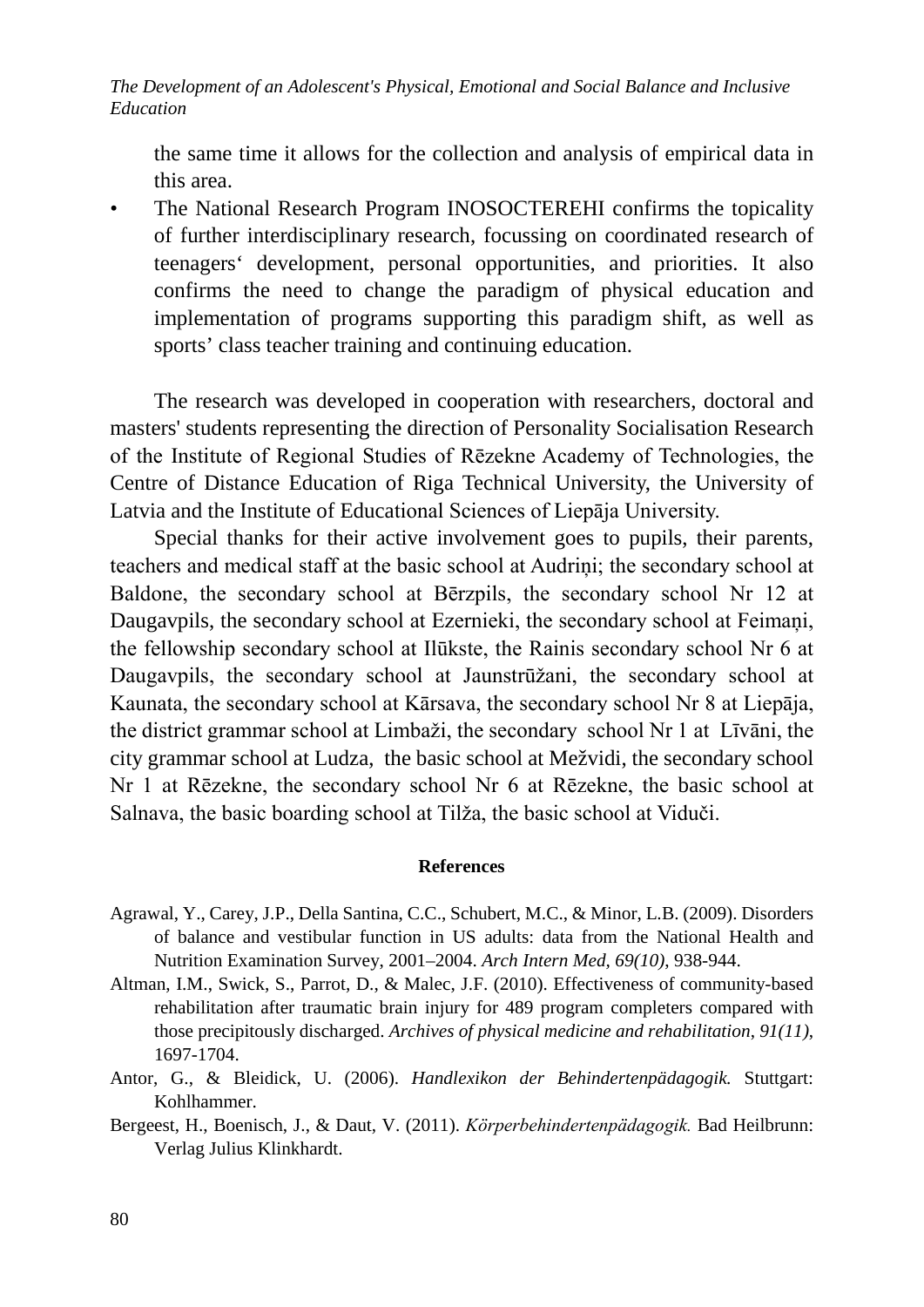the same time it allows for the collection and analysis of empirical data in this area.

- The National Research Program INOSOCTEREHI confirms the topicality of further interdisciplinary research, focussing on coordinated research of teenagers‘ development, personal opportunities, and priorities. It also confirms the need to change the paradigm of physical education and implementation of programs supporting this paradigm shift, as well as sports’ class teacher training and continuing education.

The research was developed in cooperation with researchers, doctoral and masters' students representing the direction of Personality Socialisation Research of the Institute of Regional Studies of Rēzekne Academy of Technologies, the Centre of Distance Education of Riga Technical University, the University of Latvia and the Institute of Educational Sciences of Liepāja University.

Special thanks for their active involvement goes to pupils, their parents, teachers and medical staff at the basic school at Audriņi; the secondary school at Baldone, the secondary school at Bērzpils, the secondary school Nr 12 at Daugavpils, the secondary school at Ezernieki, the secondary school at Feimaņi, the fellowship secondary school at Ilūkste, the Rainis secondary school Nr 6 at Daugavpils, the secondary school at Jaunstrūžani, the secondary school at Kaunata, the secondary school at Kārsava, the secondary school Nr 8 at Liepāja, the district grammar school at Limbaži, the secondary school Nr 1 at Līvāni, the city grammar school at Ludza, the basic school at Medzvidi, the secondary school Nr 1 at Rēzekne, the secondary school Nr 6 at Rēzekne, the basic school at Salnava, the basic boarding school at Tilža, the basic school at Viduči.

## References

Agrawal, Y., Carey, J.P., Della Santina, C.C., Schubert, M.C., & Minor, L.B. (2009). Disorders of balance and vestibular function in US adults: data from the National Health and Nutrition Examination Survey, 2001–2004. *Arch Intern Med, 69(10)*, 938-944.

Altman, I.M., Swick, S., Parrot, D., & Malec, J.F. (2010). Effectiveness of community-based rehabilitation after traumatic brain injury for 489 program completers compared with those precipitously discharged. *Archives of physical medicine and rehabilitation, 91(11)*, 1697-1704.

Antor, G., & Bleidick, U. (2006). *Handlexikon der Behindertenpädagogik.* Stuttgart: Kohlhammer.

Bergeest, H., Boenisch, J., & Daut, V. (2011). *Körperbehindertenpädagogik.* Bad Heilbrunn: Verlag Julius Klinkhardt.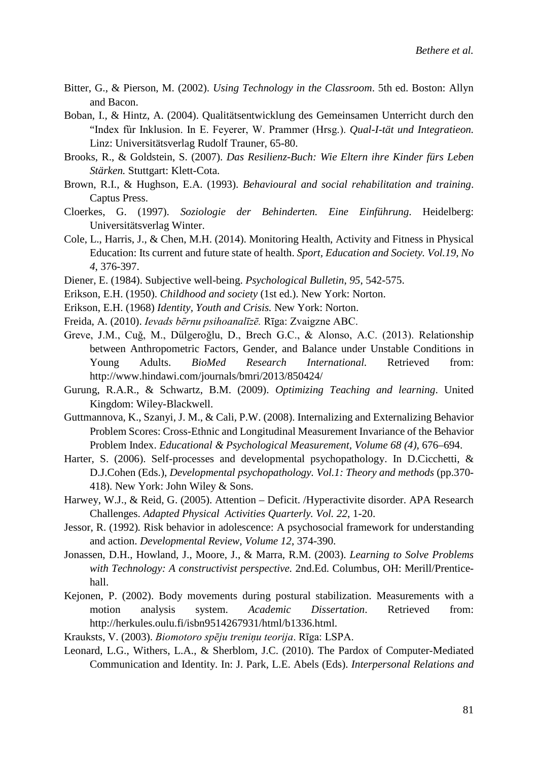Bitter, G., & Pierson, M. (2002). *Using Technology in the Classroom*. 5th ed. Boston: Allyn and Bacon.

Boban, I., & Hintz, A. (2004). Qualitätsentwicklung des Gemeinsamen Unterricht durch den "Index fùr Inklusion. In E. Feyerer, W. Prammer (Hrsg.). *Qual-I-tät und Integratieon.* Linz: Universitätsverlag Rudolf Trauner, 65-80.

Brooks, R., & Goldstein, S. (2007). *Das Resilienz-Buch: Wie Eltern ihre Kinder fürs Leben Stärken.* Stuttgart: Klett-Cota.

Brown, R.I., & Hughson, E.A. (1993). *Behavioural and social rehabilitation and training*. Captus Press.

Cloerkes, G. (1997). *Soziologie der Behinderten. Eine Einführung*. Heidelberg: Universitätsverlag Winter.

Cole, L., Harris, J., & Chen, M.H. (2014). Monitoring Health, Activity and Fitness in Physical Education: Its current and future state of health. *Sport, Education and Society. Vol.19, No 4*, 376-397.

Diener, E. (1984). Subjective well-being. *Psychological Bulletin, 95*, 542-575.

Erikson, E.H. (1950). *Childhood and society* (1st ed.). New York: Norton.

Erikson, E.H. (1968) *Identity, Youth and Crisis.* New York: Norton.

Freida, A. (2010). *Ievads bērnu psihoanalīzē.* Rīga: Zvaigzne ABC.

Greve, J.M., Cuğ, M., Dülgeroğlu, D., Brech G.C., & Alonso, A.C. (2013). Relationship between Anthropometric Factors, Gender, and Balance under Unstable Conditions in Young Adults. *BioMed Research International.* Retrieved from: http://www.hindawi.com/journals/bmri/2013/850424/

Gurung, R.A.R., & Schwartz, B.M. (2009). *Optimizing Teaching and learning*. United Kingdom: Wiley-Blackwell.

Guttmannova, K., Szanyi, J. M., & Cali, P.W. (2008). Internalizing and Externalizing Behavior Problem Scores: Cross-Ethnic and Longitudinal Measurement Invariance of the Behavior Problem Index. *Educational & Psychological Measurement, Volume 68 (4)*, 676–694.

Harter, S. (2006). Self-processes and developmental psychopathology. In D.Cicchetti, & D.J.Cohen (Eds.), *Developmental psychopathology. Vol.1: Theory and methods* (pp.370-418). New York: John Wiley & Sons.

Harwey, W.J., & Reid, G. (2005). Attention – Deficit. /Hyperactivite disorder. APA Research Challenges. *Adapted Physical Activities Quarterly. Vol. 22*, 1-20.

Jessor, R. (1992). Risk behavior in adolescence: A psychosocial framework for understanding and action. *Developmental Review, Volume 12*, 374-390.

Jonassen, D.H., Howland, J., Moore, J., & Marra, R.M. (2003). *Learning to Solve Problems with Technology: A constructivist perspective.* 2nd.Ed. Columbus, OH: Merill/Prentice-hall.

Kejonen, P. (2002). Body movements during postural stabilization. Measurements with a motion analysis system. *Academic Dissertation*. Retrieved from: http://herkules.oulu.fi/isbn9514267931/html/b1336.html.

Krauksts, V. (2003). *Biomotoro spēju treniņu teorija*. Rīga: LSPA.

Leonard, L.G., Withers, L.A., & Sherblom, J.C. (2010). The Pardox of Computer-Mediated Communication and Identity. In: J. Park, L.E. Abels (Eds). *Interpersonal Relations and*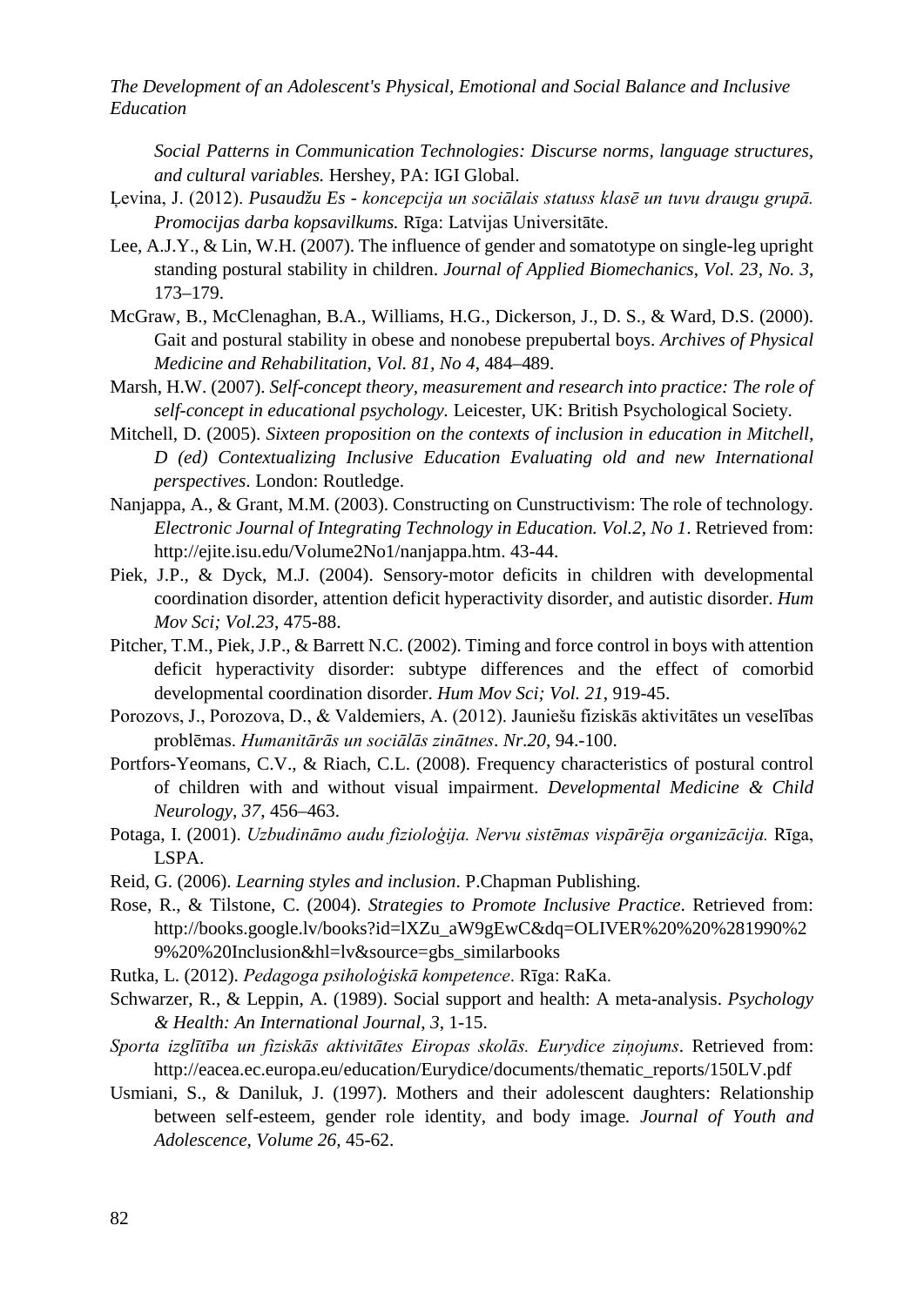*Social Patterns in Communication Technologies: Discurse norms, language structures, and cultural variables.* Hershey, PA: IGI Global.

Ļevina, J. (2012). *Pusaudžu Es - koncepcija un sociālais statuss klasē un tuvu draugu grupā. Promocijas darba kopsavilkums.* Rīga: Latvijas Universitāte.

Lee, A.J.Y., & Lin, W.H. (2007). The influence of gender and somatotype on single-leg upright standing postural stability in children. *Journal of Applied Biomechanics, Vol. 23, No. 3*, 173–179.

McGraw, B., McClenaghan, B.A., Williams, H.G., Dickerson, J., D. S., & Ward, D.S. (2000). Gait and postural stability in obese and nonobese prepubertal boys. *Archives of Physical Medicine and Rehabilitation, Vol. 81, No 4*, 484–489.

Marsh, H.W. (2007). *Self-concept theory, measurement and research into practice: The role of self-concept in educational psychology.* Leicester, UK: British Psychological Society.

Mitchell, D. (2005). *Sixteen proposition on the contexts of inclusion in education in Mitchell, D (ed) Contextualizing Inclusive Education Evaluating old and new International perspectives*. London: Routledge.

Nanjappa, A., & Grant, M.M. (2003). Constructing on Cunstructivism: The role of technology. *Electronic Journal of Integrating Technology in Education. Vol.2, No 1*. Retrieved from: http://ejite.isu.edu/Volume2No1/nanjappa.htm. 43-44.

Piek, J.P., & Dyck, M.J. (2004). Sensory-motor deficits in children with developmental coordination disorder, attention deficit hyperactivity disorder, and autistic disorder. *Hum Mov Sci; Vol.23*, 475-88.

Pitcher, T.M., Piek, J.P., & Barrett N.C. (2002). Timing and force control in boys with attention deficit hyperactivity disorder: subtype differences and the effect of comorbid developmental coordination disorder. *Hum Mov Sci; Vol. 21*, 919-45.

Porozovs, J., Porozova, D., & Valdemiers, A. (2012). Jauniešu fiziskās aktivitātes un veselības problēmas. *Humanitārās un sociālās zinātnes*. *Nr.20*, 94.-100.

Portfors-Yeomans, C.V., & Riach, C.L. (2008). Frequency characteristics of postural control of children with and without visual impairment. *Developmental Medicine & Child Neurology, 37*, 456–463.

Potaga, I. (2001). *Uzbudināmo audu fizioloģija. Nervu sistēmas vispārēja organizācija.* Rīga, LSPA.

Reid, G. (2006). *Learning styles and inclusion*. P.Chapman Publishing.

Rose, R., & Tilstone, C. (2004). *Strategies to Promote Inclusive Practice*. Retrieved from: http://books.google.lv/books?id=lXZu_aW9gEwC&dq=OLIVER%20%20%281990%29%20Inclusion&hl=lv&source=gbs_similarbooks

Rutka, L. (2012). *Pedagoga psiholoģiskā kompetence*. Rīga: RaKa.

Schwarzer, R., & Leppin, A. (1989). Social support and health: A meta-analysis. *Psychology & Health: An International Journal, 3*, 1-15.

*Sporta izglītība un fiziskās aktivitātes Eiropas skolās. Eurydice ziņojums*. Retrieved from: http://eacea.ec.europa.eu/education/Eurydice/documents/thematic_reports/150LV.pdf

Usmiani, S., & Daniluk, J. (1997). Mothers and their adolescent daughters: Relationship between self-esteem, gender role identity, and body image*. Journal of Youth and Adolescence, Volume 26*, 45-62.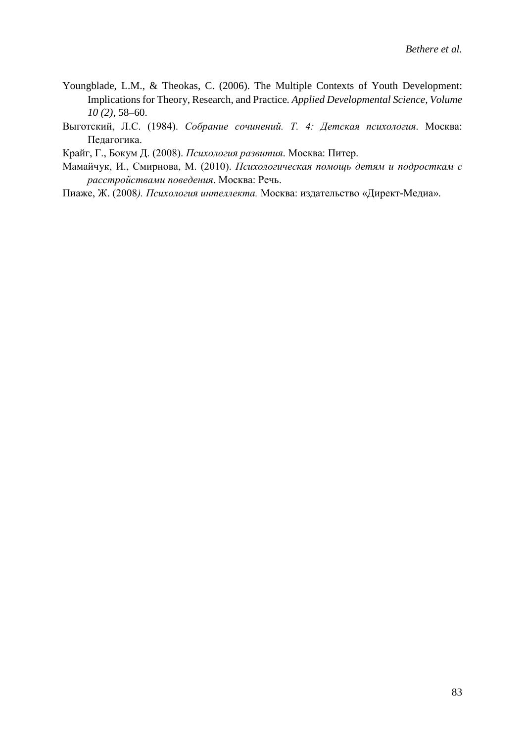Youngblade, L.M., & Theokas, C. (2006). The Multiple Contexts of Youth Development: Implications for Theory, Research, and Practice. *Applied Developmental Science, Volume 10 (2)*, 58–60.

Выготский, Л.С. (1984). *Собрание сочинений. Т. 4: Детская психология*. Москва: Педагогика.

Крайг, Г., Бокум Д. (2008). *Психология развития*. Москва: Питер.

Мамайчук, И., Смирнова, М. (2010). *Психологическая помощь детям и подросткам с расстройствами поведения*. Москва: Речь.

Пиаже, Ж. (2008*). Психология интеллекта.* Москва: издательство «Директ-Медиа».